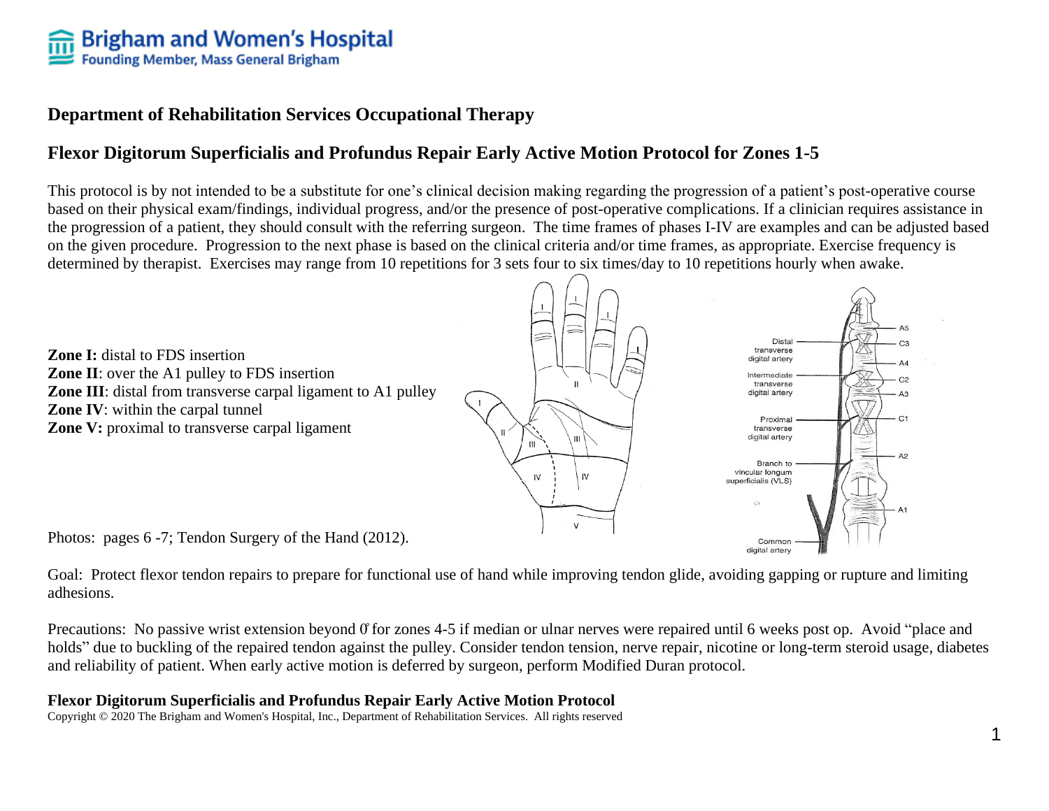Brigham and Women's Hospital
Founding Member, Mass General Brigham

## Department of Rehabilitation Services Occupational Therapy

## Flexor Digitorum Superficialis and Profundus Repair Early Active Motion Protocol for Zones 1-5

This protocol is by not intended to be a substitute for one's clinical decision making regarding the progression of a patient's post-operative course based on their physical exam/findings, individual progress, and/or the presence of post-operative complications. If a clinician requires assistance in the progression of a patient, they should consult with the referring surgeon. The time frames of phases I-IV are examples and can be adjusted based on the given procedure. Progression to the next phase is based on the clinical criteria and/or time frames, as appropriate. Exercise frequency is determined by therapist. Exercises may range from 10 repetitions for 3 sets four to six times/day to 10 repetitions hourly when awake.

**Zone I:** distal to FDS insertion
**Zone II**: over the A1 pulley to FDS insertion
**Zone III**: distal from transverse carpal ligament to A1 pulley
**Zone IV**: within the carpal tunnel
**Zone V:** proximal to transverse carpal ligament

Photos: pages 6 -7; Tendon Surgery of the Hand (2012).

Goal: Protect flexor tendon repairs to prepare for functional use of hand while improving tendon glide, avoiding gapping or rupture and limiting adhesions.

Precautions: No passive wrist extension beyond 0° for zones 4-5 if median or ulnar nerves were repaired until 6 weeks post op. Avoid "place and holds" due to buckling of the repaired tendon against the pulley. Consider tendon tension, nerve repair, nicotine or long-term steroid usage, diabetes and reliability of patient. When early active motion is deferred by surgeon, perform Modified Duran protocol.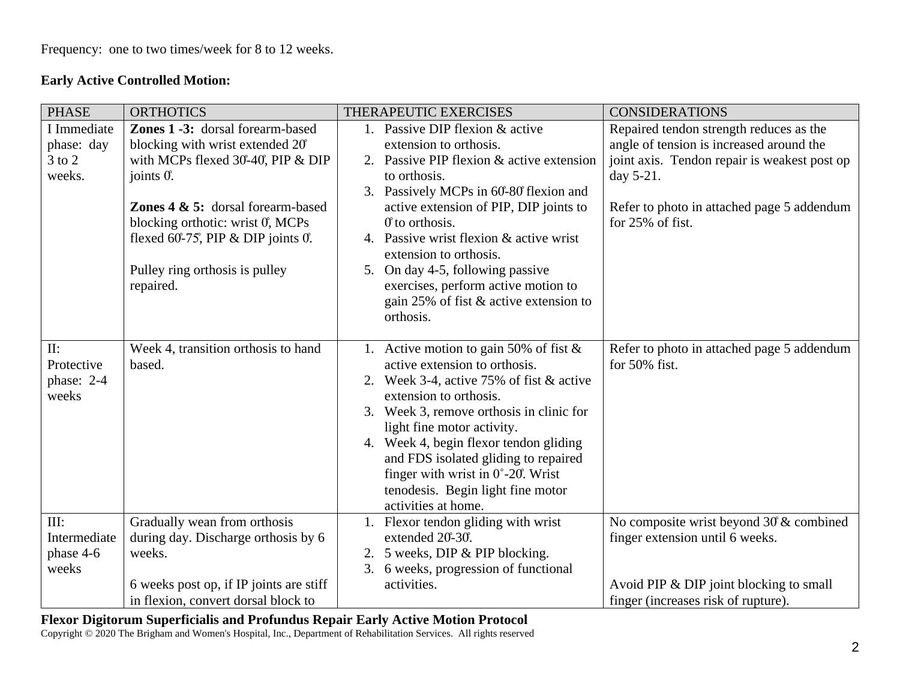Frequency: one to two times/week for 8 to 12 weeks.

**Early Active Controlled Motion:**

| PHASE | ORTHOTICS | THERAPEUTIC EXERCISES | CONSIDERATIONS |
|---|---|---|---|
| I Immediate phase: day 3 to 2 weeks. | **Zones 1 -3:** dorsal forearm-based blocking with wrist extended 20̊ with MCPs flexed 30̊-40̊, PIP & DIP joints 0̊.<br><br>**Zones 4 & 5:** dorsal forearm-based blocking orthotic: wrist 0̊, MCPs flexed 60̊-75̊, PIP & DIP joints 0̊.<br><br>Pulley ring orthosis is pulley repaired. | 1. Passive DIP flexion & active extension to orthosis.<br>2. Passive PIP flexion & active extension to orthosis.<br>3. Passively MCPs in 60̊-80̊ flexion and active extension of PIP, DIP joints to 0̊ to orthosis.<br>4. Passive wrist flexion & active wrist extension to orthosis.<br>5. On day 4-5, following passive exercises, perform active motion to gain 25% of fist & active extension to orthosis. | Repaired tendon strength reduces as the angle of tension is increased around the joint axis. Tendon repair is weakest post op day 5-21.<br><br>Refer to photo in attached page 5 addendum for 25% of fist. |
| II: Protective phase: 2-4 weeks | Week 4, transition orthosis to hand based. | 1. Active motion to gain 50% of fist & active extension to orthosis.<br>2. Week 3-4, active 75% of fist & active extension to orthosis.<br>3. Week 3, remove orthosis in clinic for light fine motor activity.<br>4. Week 4, begin flexor tendon gliding and FDS isolated gliding to repaired finger with wrist in 0˚-20̊. Wrist tenodesis. Begin light fine motor activities at home. | Refer to photo in attached page 5 addendum for 50% fist. |
| III: Intermediate phase 4-6 weeks | Gradually wean from orthosis during day. Discharge orthosis by 6 weeks.<br><br>6 weeks post op, if IP joints are stiff in flexion, convert dorsal block to | 1. Flexor tendon gliding with wrist extended 20̊-30̊.<br>2. 5 weeks, DIP & PIP blocking.<br>3. 6 weeks, progression of functional activities. | No composite wrist beyond 30̊ & combined finger extension until 6 weeks.<br><br>Avoid PIP & DIP joint blocking to small finger (increases risk of rupture). |

**Flexor Digitorum Superficialis and Profundus Repair Early Active Motion Protocol**
Copyright © 2020 The Brigham and Women's Hospital, Inc., Department of Rehabilitation Services. All rights reserved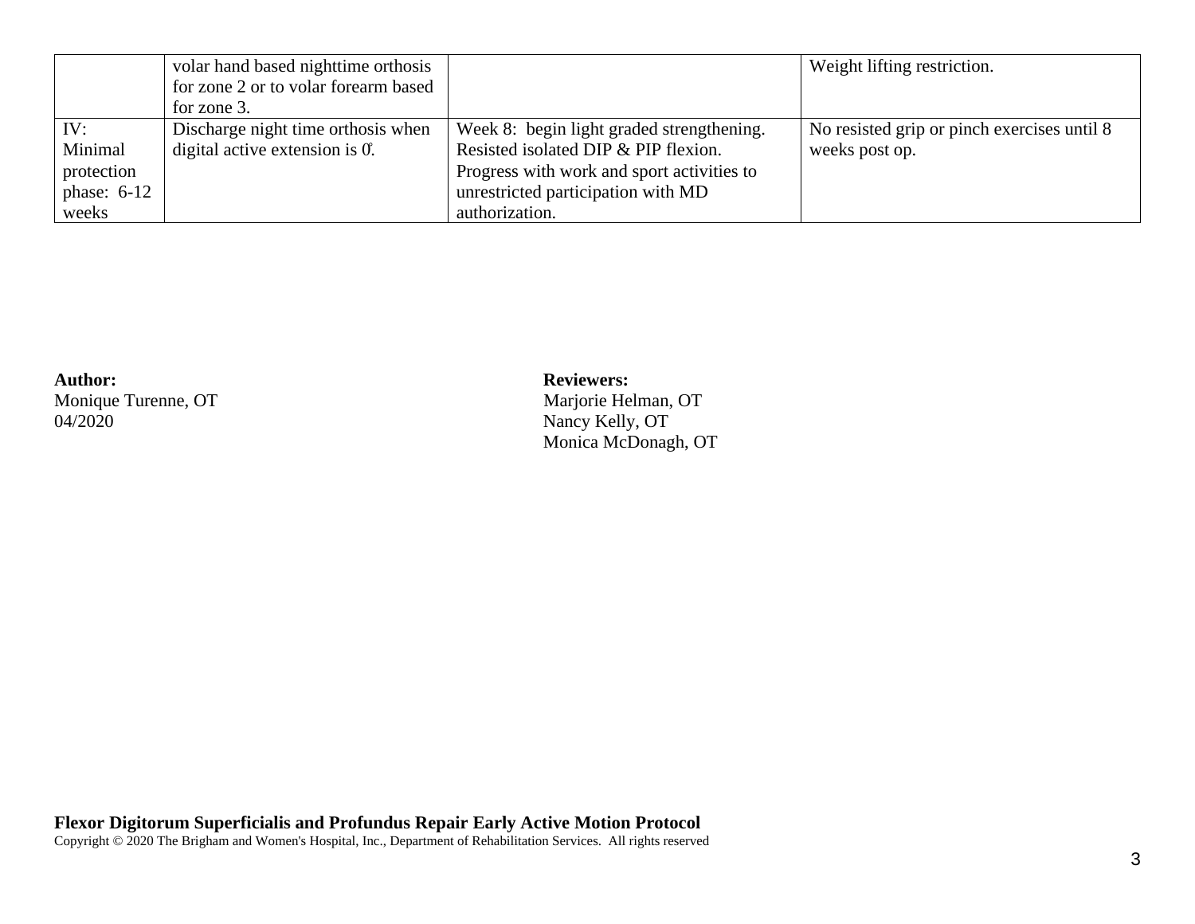|  |  |  |  |
|---|---|---|---|
|  | volar hand based nighttime orthosis for zone 2 or to volar forearm based for zone 3. |  | Weight lifting restriction. |
| IV: Minimal protection phase: 6-12 weeks | Discharge night time orthosis when digital active extension is 0̊. | Week 8: begin light graded strengthening. Resisted isolated DIP & PIP flexion. Progress with work and sport activities to unrestricted participation with MD authorization. | No resisted grip or pinch exercises until 8 weeks post op. |

**Author:**
Monique Turenne, OT
04/2020

**Reviewers:**
Marjorie Helman, OT
Nancy Kelly, OT
Monica McDonagh, OT

**Flexor Digitorum Superficialis and Profundus Repair Early Active Motion Protocol**
Copyright © 2020 The Brigham and Women's Hospital, Inc., Department of Rehabilitation Services. All rights reserved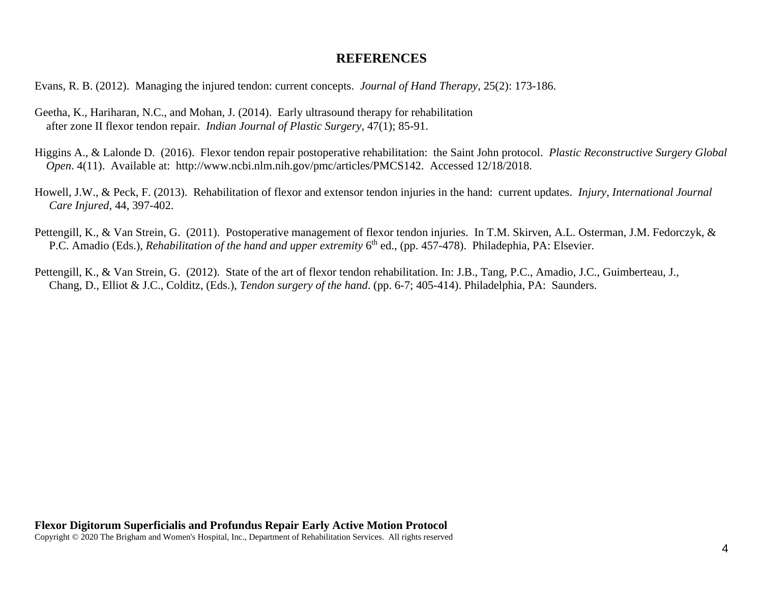## REFERENCES

Evans, R. B. (2012). Managing the injured tendon: current concepts. *Journal of Hand Therapy*, 25(2): 173-186.

Geetha, K., Hariharan, N.C., and Mohan, J. (2014). Early ultrasound therapy for rehabilitation after zone II flexor tendon repair. *Indian Journal of Plastic Surgery*, 47(1); 85-91.

Higgins A., & Lalonde D. (2016). Flexor tendon repair postoperative rehabilitation: the Saint John protocol. *Plastic Reconstructive Surgery Global Open*. 4(11). Available at: http://www.ncbi.nlm.nih.gov/pmc/articles/PMCS142. Accessed 12/18/2018.

Howell, J.W., & Peck, F. (2013). Rehabilitation of flexor and extensor tendon injuries in the hand: current updates. *Injury, International Journal Care Injured*, 44, 397-402.

Pettengill, K., & Van Strein, G. (2011). Postoperative management of flexor tendon injuries. In T.M. Skirven, A.L. Osterman, J.M. Fedorczyk, & P.C. Amadio (Eds.), *Rehabilitation of the hand and upper extremity* 6th ed., (pp. 457-478). Philadephia, PA: Elsevier.

Pettengill, K., & Van Strein, G. (2012). State of the art of flexor tendon rehabilitation. In: J.B., Tang, P.C., Amadio, J.C., Guimberteau, J., Chang, D., Elliot & J.C., Colditz, (Eds.), *Tendon surgery of the hand*. (pp. 6-7; 405-414). Philadelphia, PA: Saunders.

**Flexor Digitorum Superficialis and Profundus Repair Early Active Motion Protocol**
Copyright © 2020 The Brigham and Women's Hospital, Inc., Department of Rehabilitation Services. All rights reserved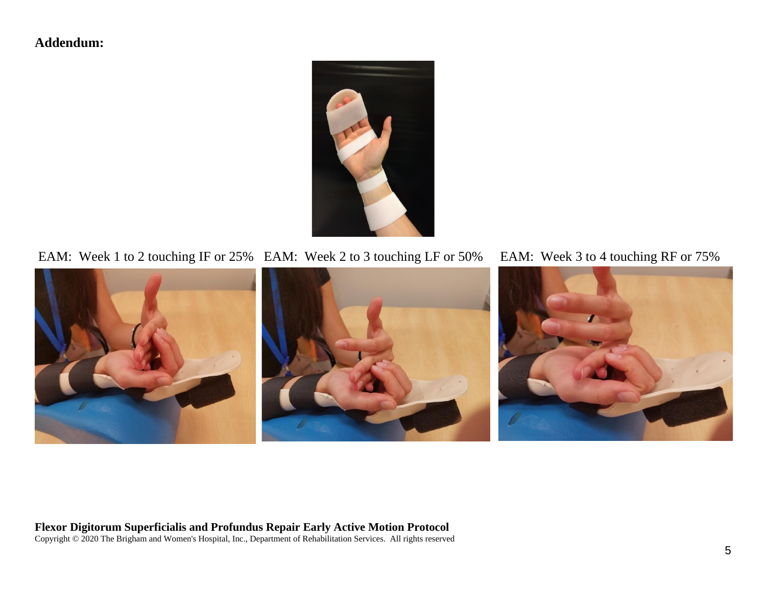**Addendum:**

EAM: Week 1 to 2 touching IF or 25%

EAM: Week 2 to 3 touching LF or 50%

EAM: Week 3 to 4 touching RF or 75%